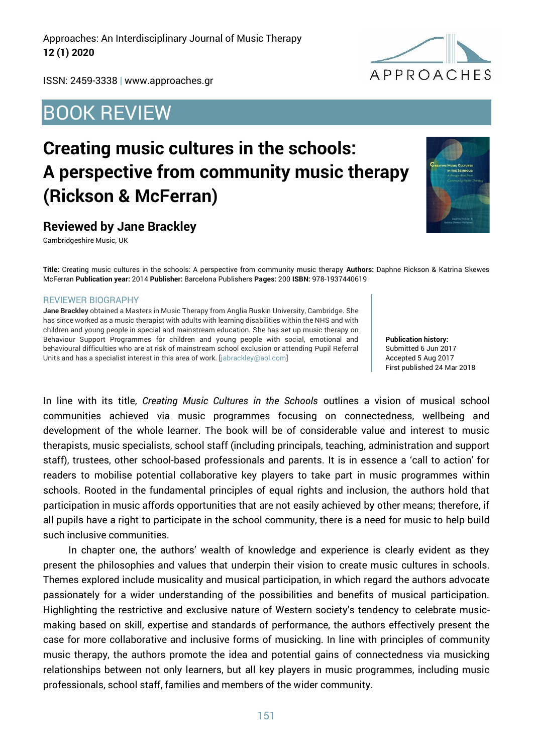Approaches: An Interdisciplinary Journal of Music Therapy
**12 (1) 2020**

ISSN: 2459-3338 | www.approaches.gr

# BOOK REVIEW

# Creating music cultures in the schools: A perspective from community music therapy (Rickson & McFerran)

## Reviewed by Jane Brackley

Cambridgeshire Music, UK

**Title:** Creating music cultures in the schools: A perspective from community music therapy **Authors:** Daphne Rickson & Katrina Skewes McFerran **Publication year:** 2014 **Publisher:** Barcelona Publishers **Pages:** 200 **ISBN:** 978-1937440619

### REVIEWER BIOGRAPHY

**Jane Brackley** obtained a Masters in Music Therapy from Anglia Ruskin University, Cambridge. She has since worked as a music therapist with adults with learning disabilities within the NHS and with children and young people in special and mainstream education. She has set up music therapy on Behaviour Support Programmes for children and young people with social, emotional and behavioural difficulties who are at risk of mainstream school exclusion or attending Pupil Referral Units and has a specialist interest in this area of work. [jabrackley@aol.com]

**Publication history:**
Submitted 6 Jun 2017
Accepted 5 Aug 2017
First published 24 Mar 2018

In line with its title, *Creating Music Cultures in the Schools* outlines a vision of musical school communities achieved via music programmes focusing on connectedness, wellbeing and development of the whole learner. The book will be of considerable value and interest to music therapists, music specialists, school staff (including principals, teaching, administration and support staff), trustees, other school-based professionals and parents. It is in essence a 'call to action' for readers to mobilise potential collaborative key players to take part in music programmes within schools. Rooted in the fundamental principles of equal rights and inclusion, the authors hold that participation in music affords opportunities that are not easily achieved by other means; therefore, if all pupils have a right to participate in the school community, there is a need for music to help build such inclusive communities.

In chapter one, the authors' wealth of knowledge and experience is clearly evident as they present the philosophies and values that underpin their vision to create music cultures in schools. Themes explored include musicality and musical participation, in which regard the authors advocate passionately for a wider understanding of the possibilities and benefits of musical participation. Highlighting the restrictive and exclusive nature of Western society's tendency to celebrate music-making based on skill, expertise and standards of performance, the authors effectively present the case for more collaborative and inclusive forms of musicking. In line with principles of community music therapy, the authors promote the idea and potential gains of connectedness via musicking relationships between not only learners, but all key players in music programmes, including music professionals, school staff, families and members of the wider community.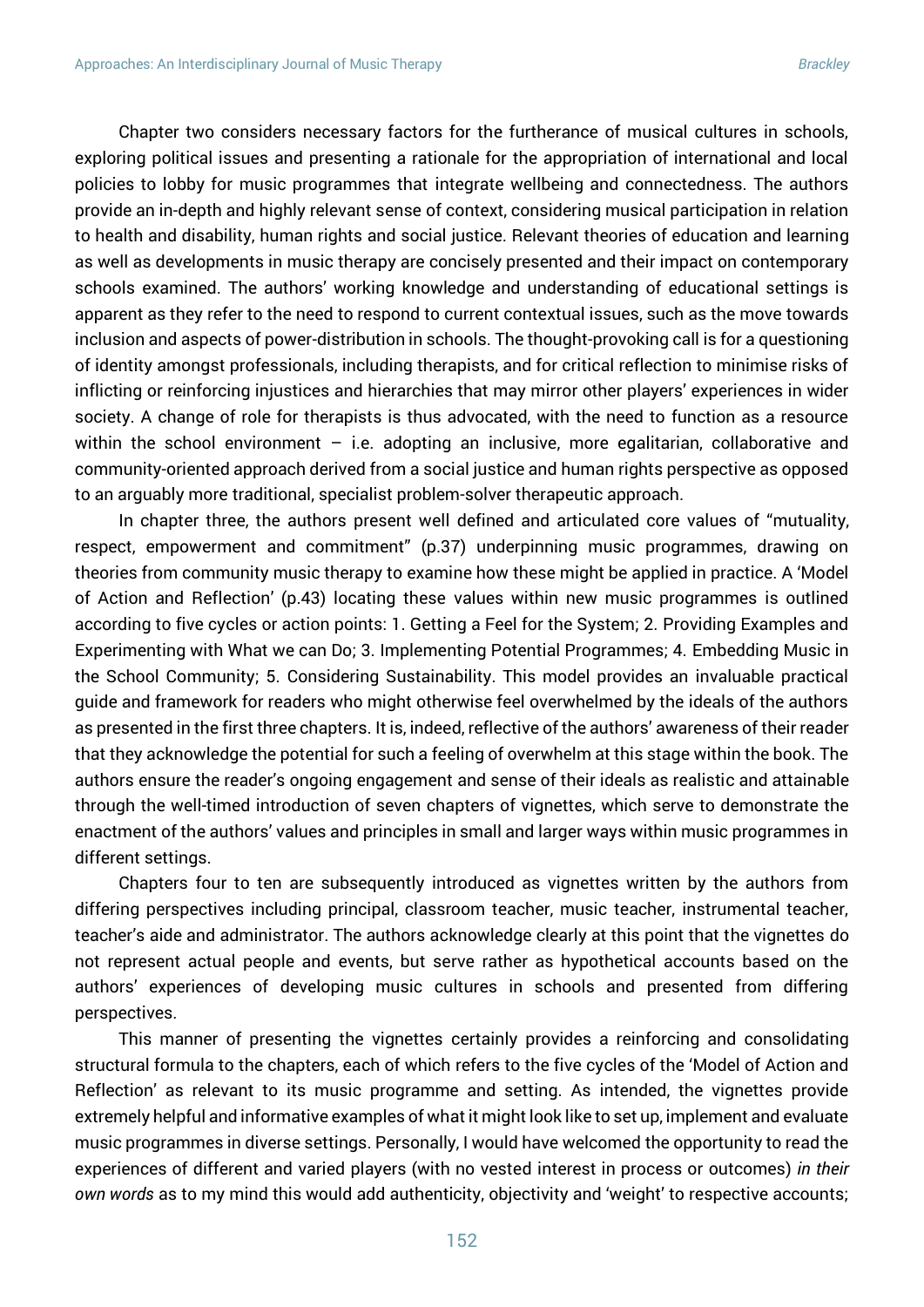Chapter two considers necessary factors for the furtherance of musical cultures in schools, exploring political issues and presenting a rationale for the appropriation of international and local policies to lobby for music programmes that integrate wellbeing and connectedness. The authors provide an in-depth and highly relevant sense of context, considering musical participation in relation to health and disability, human rights and social justice. Relevant theories of education and learning as well as developments in music therapy are concisely presented and their impact on contemporary schools examined. The authors' working knowledge and understanding of educational settings is apparent as they refer to the need to respond to current contextual issues, such as the move towards inclusion and aspects of power-distribution in schools. The thought-provoking call is for a questioning of identity amongst professionals, including therapists, and for critical reflection to minimise risks of inflicting or reinforcing injustices and hierarchies that may mirror other players' experiences in wider society. A change of role for therapists is thus advocated, with the need to function as a resource within the school environment – i.e. adopting an inclusive, more egalitarian, collaborative and community-oriented approach derived from a social justice and human rights perspective as opposed to an arguably more traditional, specialist problem-solver therapeutic approach.

In chapter three, the authors present well defined and articulated core values of "mutuality, respect, empowerment and commitment" (p.37) underpinning music programmes, drawing on theories from community music therapy to examine how these might be applied in practice. A 'Model of Action and Reflection' (p.43) locating these values within new music programmes is outlined according to five cycles or action points: 1. Getting a Feel for the System; 2. Providing Examples and Experimenting with What we can Do; 3. Implementing Potential Programmes; 4. Embedding Music in the School Community; 5. Considering Sustainability. This model provides an invaluable practical guide and framework for readers who might otherwise feel overwhelmed by the ideals of the authors as presented in the first three chapters. It is, indeed, reflective of the authors' awareness of their reader that they acknowledge the potential for such a feeling of overwhelm at this stage within the book. The authors ensure the reader's ongoing engagement and sense of their ideals as realistic and attainable through the well-timed introduction of seven chapters of vignettes, which serve to demonstrate the enactment of the authors' values and principles in small and larger ways within music programmes in different settings.

Chapters four to ten are subsequently introduced as vignettes written by the authors from differing perspectives including principal, classroom teacher, music teacher, instrumental teacher, teacher's aide and administrator. The authors acknowledge clearly at this point that the vignettes do not represent actual people and events, but serve rather as hypothetical accounts based on the authors' experiences of developing music cultures in schools and presented from differing perspectives.

This manner of presenting the vignettes certainly provides a reinforcing and consolidating structural formula to the chapters, each of which refers to the five cycles of the 'Model of Action and Reflection' as relevant to its music programme and setting. As intended, the vignettes provide extremely helpful and informative examples of what it might look like to set up, implement and evaluate music programmes in diverse settings. Personally, I would have welcomed the opportunity to read the experiences of different and varied players (with no vested interest in process or outcomes) *in their own words* as to my mind this would add authenticity, objectivity and 'weight' to respective accounts;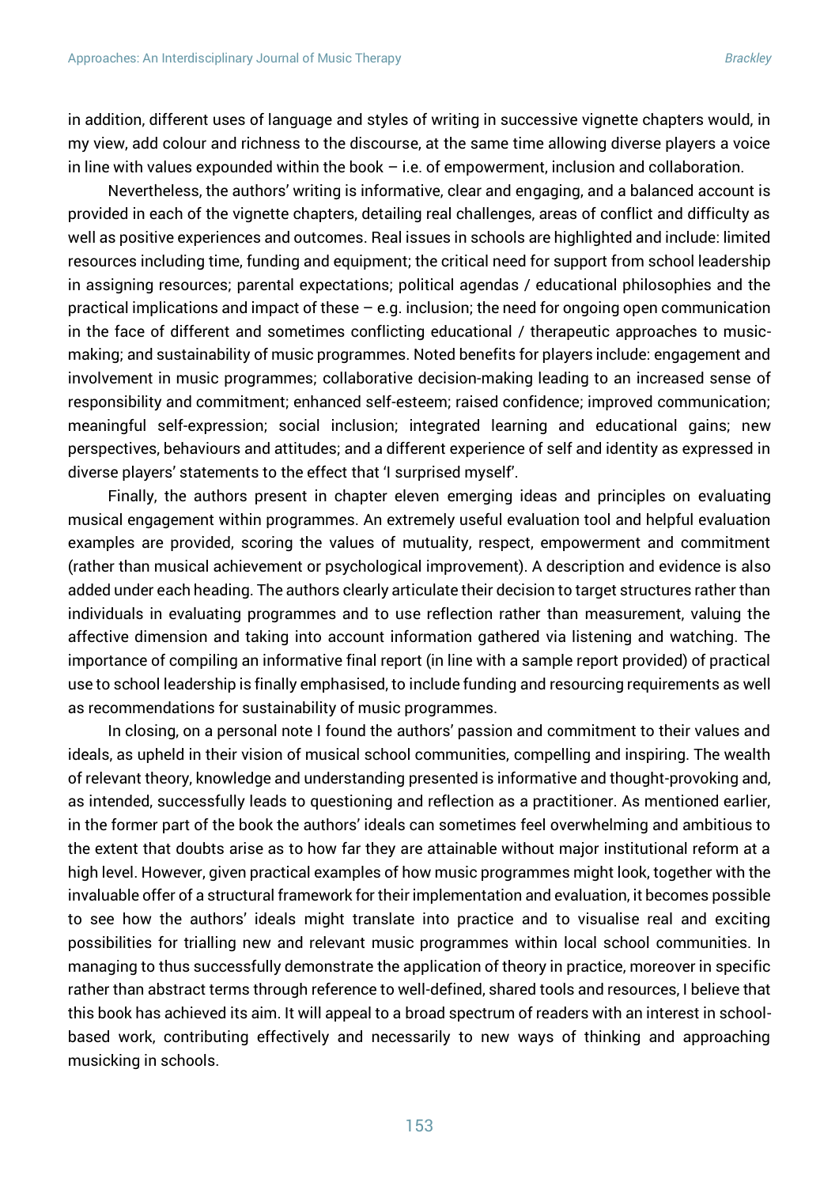in addition, different uses of language and styles of writing in successive vignette chapters would, in my view, add colour and richness to the discourse, at the same time allowing diverse players a voice in line with values expounded within the book – i.e. of empowerment, inclusion and collaboration.

Nevertheless, the authors' writing is informative, clear and engaging, and a balanced account is provided in each of the vignette chapters, detailing real challenges, areas of conflict and difficulty as well as positive experiences and outcomes. Real issues in schools are highlighted and include: limited resources including time, funding and equipment; the critical need for support from school leadership in assigning resources; parental expectations; political agendas / educational philosophies and the practical implications and impact of these – e.g. inclusion; the need for ongoing open communication in the face of different and sometimes conflicting educational / therapeutic approaches to music-making; and sustainability of music programmes. Noted benefits for players include: engagement and involvement in music programmes; collaborative decision-making leading to an increased sense of responsibility and commitment; enhanced self-esteem; raised confidence; improved communication; meaningful self-expression; social inclusion; integrated learning and educational gains; new perspectives, behaviours and attitudes; and a different experience of self and identity as expressed in diverse players' statements to the effect that 'I surprised myself'.

Finally, the authors present in chapter eleven emerging ideas and principles on evaluating musical engagement within programmes. An extremely useful evaluation tool and helpful evaluation examples are provided, scoring the values of mutuality, respect, empowerment and commitment (rather than musical achievement or psychological improvement). A description and evidence is also added under each heading. The authors clearly articulate their decision to target structures rather than individuals in evaluating programmes and to use reflection rather than measurement, valuing the affective dimension and taking into account information gathered via listening and watching. The importance of compiling an informative final report (in line with a sample report provided) of practical use to school leadership is finally emphasised, to include funding and resourcing requirements as well as recommendations for sustainability of music programmes.

In closing, on a personal note I found the authors' passion and commitment to their values and ideals, as upheld in their vision of musical school communities, compelling and inspiring. The wealth of relevant theory, knowledge and understanding presented is informative and thought-provoking and, as intended, successfully leads to questioning and reflection as a practitioner. As mentioned earlier, in the former part of the book the authors' ideals can sometimes feel overwhelming and ambitious to the extent that doubts arise as to how far they are attainable without major institutional reform at a high level. However, given practical examples of how music programmes might look, together with the invaluable offer of a structural framework for their implementation and evaluation, it becomes possible to see how the authors' ideals might translate into practice and to visualise real and exciting possibilities for trialling new and relevant music programmes within local school communities. In managing to thus successfully demonstrate the application of theory in practice, moreover in specific rather than abstract terms through reference to well-defined, shared tools and resources, I believe that this book has achieved its aim. It will appeal to a broad spectrum of readers with an interest in school-based work, contributing effectively and necessarily to new ways of thinking and approaching musicking in schools.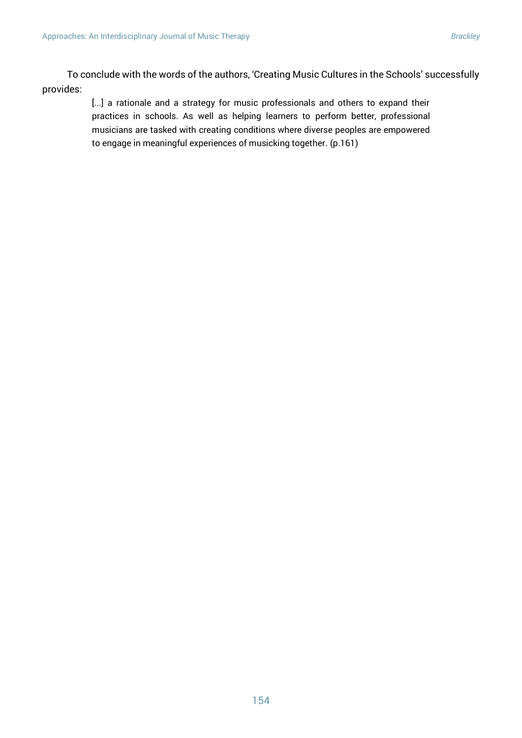To conclude with the words of the authors, 'Creating Music Cultures in the Schools' successfully provides:

> [...] a rationale and a strategy for music professionals and others to expand their practices in schools. As well as helping learners to perform better, professional musicians are tasked with creating conditions where diverse peoples are empowered to engage in meaningful experiences of musicking together. (p.161)